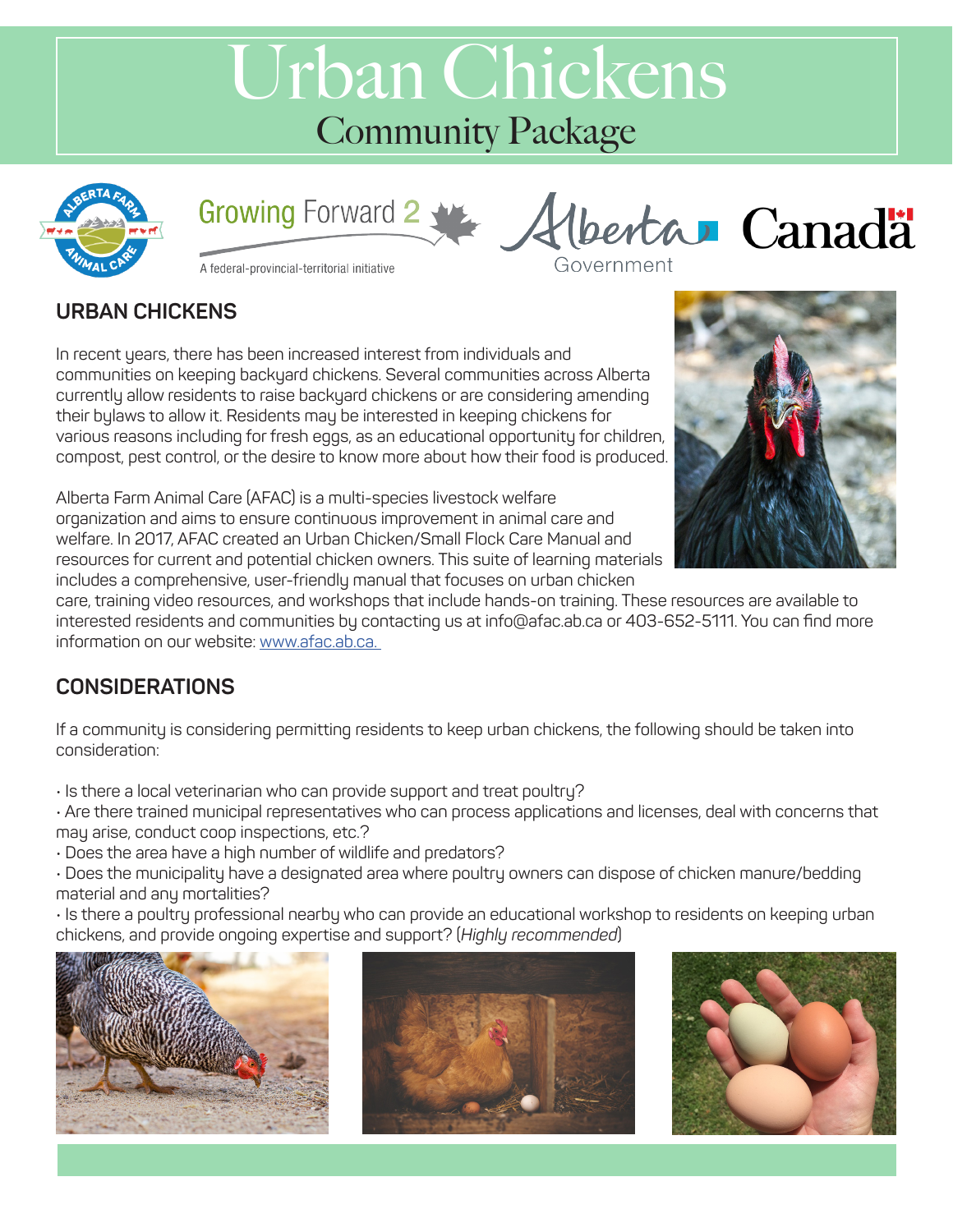# Urban Chickens

## Community Package

Growing Forward 2

A federal-provincial-territorial initiative

Alberta Government

Canada

## URBAN CHICKENS

In recent years, there has been increased interest from individuals and communities on keeping backyard chickens. Several communities across Alberta currently allow residents to raise backyard chickens or are considering amending their bylaws to allow it. Residents may be interested in keeping chickens for various reasons including for fresh eggs, as an educational opportunity for children, compost, pest control, or the desire to know more about how their food is produced.

Alberta Farm Animal Care (AFAC) is a multi-species livestock welfare organization and aims to ensure continuous improvement in animal care and welfare. In 2017, AFAC created an Urban Chicken/Small Flock Care Manual and resources for current and potential chicken owners. This suite of learning materials includes a comprehensive, user-friendly manual that focuses on urban chicken care, training video resources, and workshops that include hands-on training. These resources are available to interested residents and communities by contacting us at info@afac.ab.ca or 403-652-5111. You can find more information on our website: www.afac.ab.ca.

## CONSIDERATIONS

If a community is considering permitting residents to keep urban chickens, the following should be taken into consideration:

- Is there a local veterinarian who can provide support and treat poultry?
- Are there trained municipal representatives who can process applications and licenses, deal with concerns that may arise, conduct coop inspections, etc.?
- Does the area have a high number of wildlife and predators?
- Does the municipality have a designated area where poultry owners can dispose of chicken manure/bedding material and any mortalities?
- Is there a poultry professional nearby who can provide an educational workshop to residents on keeping urban chickens, and provide ongoing expertise and support? (*Highly recommended*)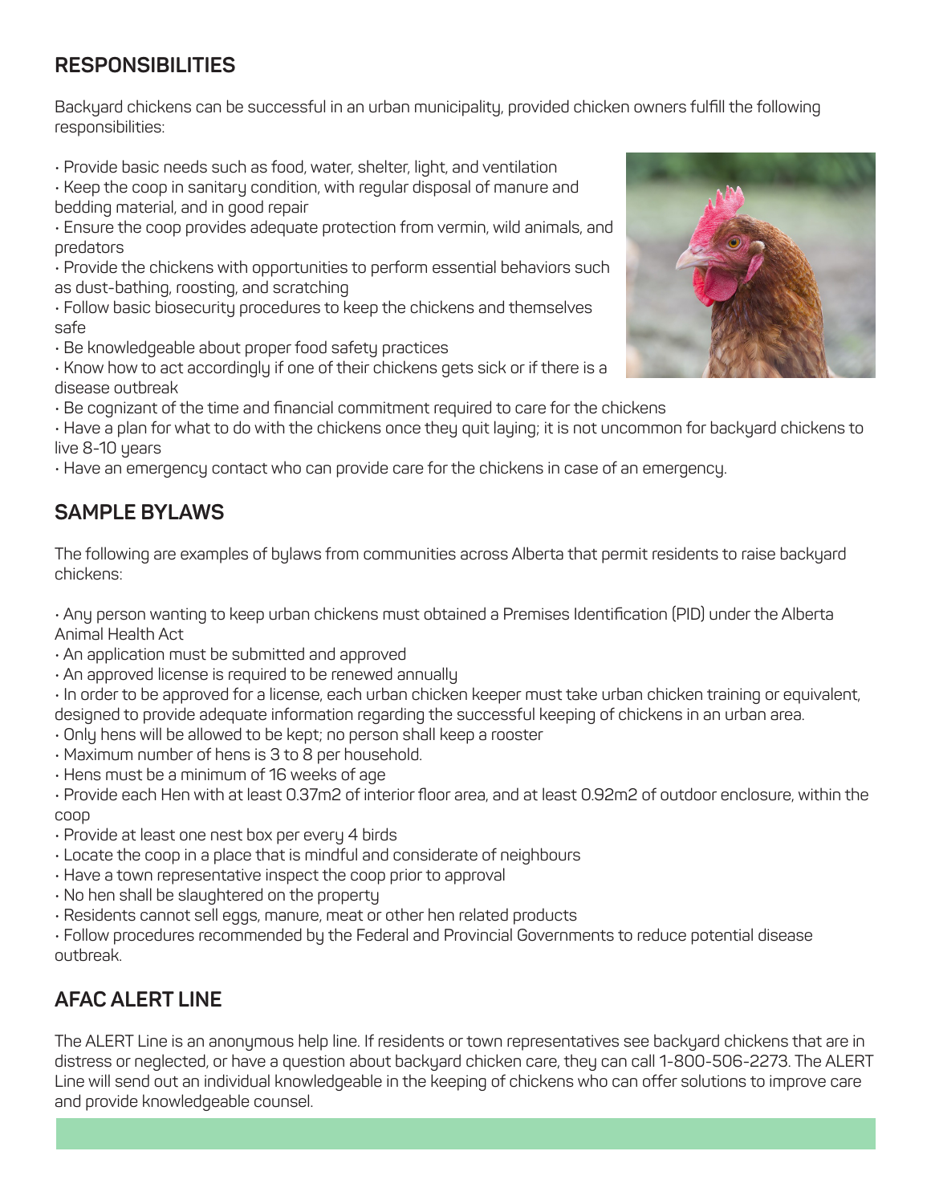## RESPONSIBILITIES

Backyard chickens can be successful in an urban municipality, provided chicken owners fulfill the following responsibilities:

- Provide basic needs such as food, water, shelter, light, and ventilation
- Keep the coop in sanitary condition, with regular disposal of manure and bedding material, and in good repair
- Ensure the coop provides adequate protection from vermin, wild animals, and predators
- Provide the chickens with opportunities to perform essential behaviors such as dust-bathing, roosting, and scratching
- Follow basic biosecurity procedures to keep the chickens and themselves safe
- Be knowledgeable about proper food safety practices
- Know how to act accordingly if one of their chickens gets sick or if there is a disease outbreak
- Be cognizant of the time and financial commitment required to care for the chickens
- Have a plan for what to do with the chickens once they quit laying; it is not uncommon for backyard chickens to live 8-10 years
- Have an emergency contact who can provide care for the chickens in case of an emergency.

## SAMPLE BYLAWS

The following are examples of bylaws from communities across Alberta that permit residents to raise backyard chickens:

- Any person wanting to keep urban chickens must obtained a Premises Identification (PID) under the Alberta Animal Health Act
- An application must be submitted and approved
- An approved license is required to be renewed annually
- In order to be approved for a license, each urban chicken keeper must take urban chicken training or equivalent, designed to provide adequate information regarding the successful keeping of chickens in an urban area.
- Only hens will be allowed to be kept; no person shall keep a rooster
- Maximum number of hens is 3 to 8 per household.
- Hens must be a minimum of 16 weeks of age
- Provide each Hen with at least 0.37m2 of interior floor area, and at least 0.92m2 of outdoor enclosure, within the coop
- Provide at least one nest box per every 4 birds
- Locate the coop in a place that is mindful and considerate of neighbours
- Have a town representative inspect the coop prior to approval
- No hen shall be slaughtered on the property
- Residents cannot sell eggs, manure, meat or other hen related products
- Follow procedures recommended by the Federal and Provincial Governments to reduce potential disease outbreak.

## AFAC ALERT LINE

The ALERT Line is an anonymous help line. If residents or town representatives see backyard chickens that are in distress or neglected, or have a question about backyard chicken care, they can call 1-800-506-2273. The ALERT Line will send out an individual knowledgeable in the keeping of chickens who can offer solutions to improve care and provide knowledgeable counsel.